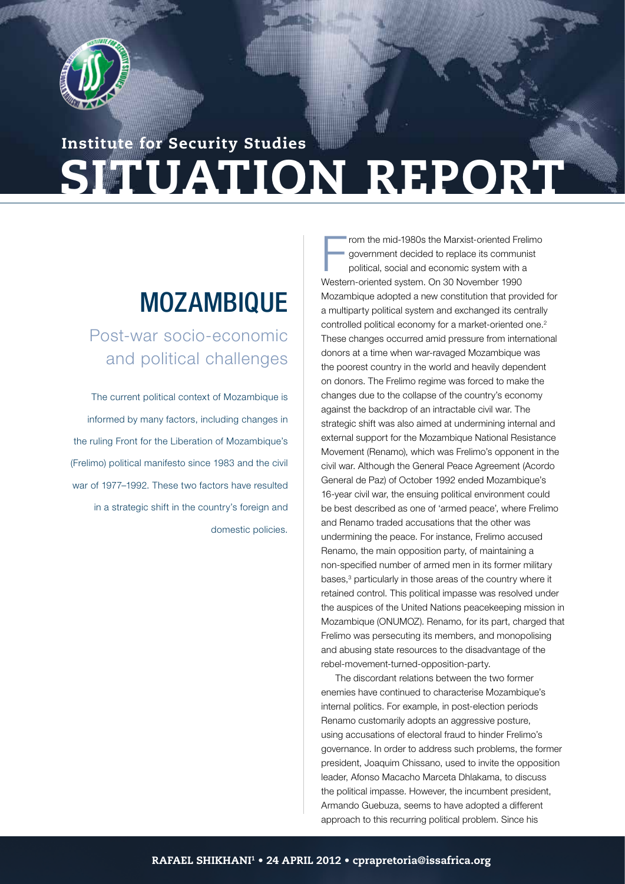Institute for Security Studies

# SITUATION REPORT

# MOZAMBIQUE

## Post-war socio-economic and political challenges

The current political context of Mozambique is informed by many factors, including changes in the ruling Front for the Liberation of Mozambique's (Frelimo) political manifesto since 1983 and the civil war of 1977–1992. These two factors have resulted in a strategic shift in the country's foreign and domestic policies.

From the mid-1980s the Marxist-oriented Frelimo government decided to replace its communist political, social and economic system with a Western-oriented system. On 30 November 1990 Mozambique adopted a new constitution that provided for a multiparty political system and exchanged its centrally controlled political economy for a market-oriented one.[2] These changes occurred amid pressure from international donors at a time when war-ravaged Mozambique was the poorest country in the world and heavily dependent on donors. The Frelimo regime was forced to make the changes due to the collapse of the country's economy against the backdrop of an intractable civil war. The strategic shift was also aimed at undermining internal and external support for the Mozambique National Resistance Movement (Renamo), which was Frelimo's opponent in the civil war. Although the General Peace Agreement (Acordo General de Paz) of October 1992 ended Mozambique's 16-year civil war, the ensuing political environment could be best described as one of 'armed peace', where Frelimo and Renamo traded accusations that the other was undermining the peace. For instance, Frelimo accused Renamo, the main opposition party, of maintaining a non-specified number of armed men in its former military bases,[3] particularly in those areas of the country where it retained control. This political impasse was resolved under the auspices of the United Nations peacekeeping mission in Mozambique (ONUMOZ). Renamo, for its part, charged that Frelimo was persecuting its members, and monopolising and abusing state resources to the disadvantage of the rebel-movement-turned-opposition-party.

The discordant relations between the two former enemies have continued to characterise Mozambique's internal politics. For example, in post-election periods Renamo customarily adopts an aggressive posture, using accusations of electoral fraud to hinder Frelimo's governance. In order to address such problems, the former president, Joaquim Chissano, used to invite the opposition leader, Afonso Macacho Marceta Dhlakama, to discuss the political impasse. However, the incumbent president, Armando Guebuza, seems to have adopted a different approach to this recurring political problem. Since his

RAFAEL SHIKHANI[1] • 24 APRIL 2012 • cprapretoria@issafrica.org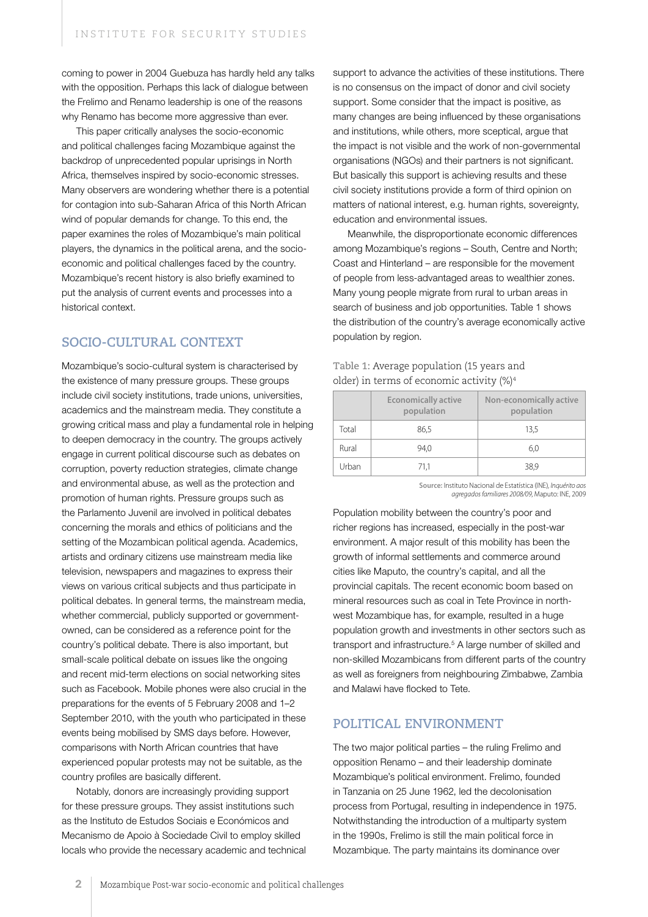coming to power in 2004 Guebuza has hardly held any talks with the opposition. Perhaps this lack of dialogue between the Frelimo and Renamo leadership is one of the reasons why Renamo has become more aggressive than ever.

This paper critically analyses the socio-economic and political challenges facing Mozambique against the backdrop of unprecedented popular uprisings in North Africa, themselves inspired by socio-economic stresses. Many observers are wondering whether there is a potential for contagion into sub-Saharan Africa of this North African wind of popular demands for change. To this end, the paper examines the roles of Mozambique's main political players, the dynamics in the political arena, and the socio-economic and political challenges faced by the country. Mozambique's recent history is also briefly examined to put the analysis of current events and processes into a historical context.

## SOCIO-CULTURAL CONTEXT

Mozambique's socio-cultural system is characterised by the existence of many pressure groups. These groups include civil society institutions, trade unions, universities, academics and the mainstream media. They constitute a growing critical mass and play a fundamental role in helping to deepen democracy in the country. The groups actively engage in current political discourse such as debates on corruption, poverty reduction strategies, climate change and environmental abuse, as well as the protection and promotion of human rights. Pressure groups such as the Parlamento Juvenil are involved in political debates concerning the morals and ethics of politicians and the setting of the Mozambican political agenda. Academics, artists and ordinary citizens use mainstream media like television, newspapers and magazines to express their views on various critical subjects and thus participate in political debates. In general terms, the mainstream media, whether commercial, publicly supported or government-owned, can be considered as a reference point for the country's political debate. There is also important, but small-scale political debate on issues like the ongoing and recent mid-term elections on social networking sites such as Facebook. Mobile phones were also crucial in the preparations for the events of 5 February 2008 and 1–2 September 2010, with the youth who participated in these events being mobilised by SMS days before. However, comparisons with North African countries that have experienced popular protests may not be suitable, as the country profiles are basically different.

Notably, donors are increasingly providing support for these pressure groups. They assist institutions such as the Instituto de Estudos Sociais e Económicos and Mecanismo de Apoio à Sociedade Civil to employ skilled locals who provide the necessary academic and technical support to advance the activities of these institutions. There is no consensus on the impact of donor and civil society support. Some consider that the impact is positive, as many changes are being influenced by these organisations and institutions, while others, more sceptical, argue that the impact is not visible and the work of non-governmental organisations (NGOs) and their partners is not significant. But basically this support is achieving results and these civil society institutions provide a form of third opinion on matters of national interest, e.g. human rights, sovereignty, education and environmental issues.

Meanwhile, the disproportionate economic differences among Mozambique's regions – South, Centre and North; Coast and Hinterland – are responsible for the movement of people from less-advantaged areas to wealthier zones. Many young people migrate from rural to urban areas in search of business and job opportunities. Table 1 shows the distribution of the country's average economically active population by region.

**Table 1:** Average population (15 years and older) in terms of economic activity (%)[4]

| | Economically active population | Non-economically active population |
|---|---|---|
| Total | 86,5 | 13,5 |
| Rural | 94,0 | 6,0 |
| Urban | 71,1 | 38,9 |

**Source:** Instituto Nacional de Estatística (INE), *Inquérito aos agregados familiares 2008/09*, Maputo: INE, 2009

Population mobility between the country's poor and richer regions has increased, especially in the post-war environment. A major result of this mobility has been the growth of informal settlements and commerce around cities like Maputo, the country's capital, and all the provincial capitals. The recent economic boom based on mineral resources such as coal in Tete Province in north-west Mozambique has, for example, resulted in a huge population growth and investments in other sectors such as transport and infrastructure.[5] A large number of skilled and non-skilled Mozambicans from different parts of the country as well as foreigners from neighbouring Zimbabwe, Zambia and Malawi have flocked to Tete.

## POLITICAL ENVIRONMENT

The two major political parties – the ruling Frelimo and opposition Renamo – and their leadership dominate Mozambique's political environment. Frelimo, founded in Tanzania on 25 June 1962, led the decolonisation process from Portugal, resulting in independence in 1975. Notwithstanding the introduction of a multiparty system in the 1990s, Frelimo is still the main political force in Mozambique. The party maintains its dominance over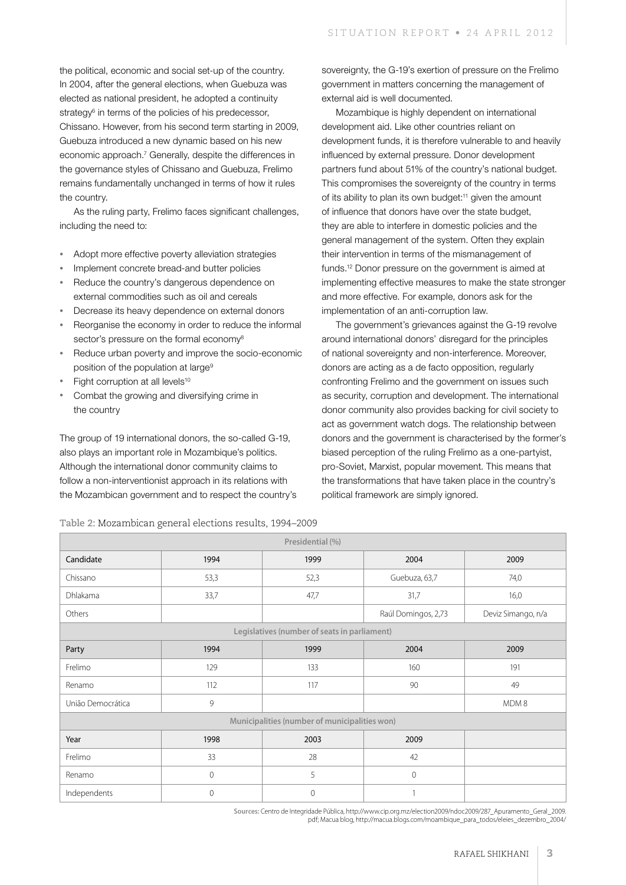the political, economic and social set-up of the country. In 2004, after the general elections, when Guebuza was elected as national president, he adopted a continuity strategy[6] in terms of the policies of his predecessor, Chissano. However, from his second term starting in 2009, Guebuza introduced a new dynamic based on his new economic approach.[7] Generally, despite the differences in the governance styles of Chissano and Guebuza, Frelimo remains fundamentally unchanged in terms of how it rules the country.

As the ruling party, Frelimo faces significant challenges, including the need to:

- Adopt more effective poverty alleviation strategies
- Implement concrete bread-and butter policies
- Reduce the country's dangerous dependence on external commodities such as oil and cereals
- Decrease its heavy dependence on external donors
- Reorganise the economy in order to reduce the informal sector's pressure on the formal economy[8]
- Reduce urban poverty and improve the socio-economic position of the population at large[9]
- Fight corruption at all levels[10]
- Combat the growing and diversifying crime in the country

The group of 19 international donors, the so-called G-19, also plays an important role in Mozambique's politics. Although the international donor community claims to follow a non-interventionist approach in its relations with the Mozambican government and to respect the country's sovereignty, the G-19's exertion of pressure on the Frelimo government in matters concerning the management of external aid is well documented.

Mozambique is highly dependent on international development aid. Like other countries reliant on development funds, it is therefore vulnerable to and heavily influenced by external pressure. Donor development partners fund about 51% of the country's national budget. This compromises the sovereignty of the country in terms of its ability to plan its own budget:[11] given the amount of influence that donors have over the state budget, they are able to interfere in domestic policies and the general management of the system. Often they explain their intervention in terms of the mismanagement of funds.[12] Donor pressure on the government is aimed at implementing effective measures to make the state stronger and more effective. For example, donors ask for the implementation of an anti-corruption law.

The government's grievances against the G-19 revolve around international donors' disregard for the principles of national sovereignty and non-interference. Moreover, donors are acting as a de facto opposition, regularly confronting Frelimo and the government on issues such as security, corruption and development. The international donor community also provides backing for civil society to act as government watch dogs. The relationship between donors and the government is characterised by the former's biased perception of the ruling Frelimo as a one-partyist, pro-Soviet, Marxist, popular movement. This means that the transformations that have taken place in the country's political framework are simply ignored.

Table 2: Mozambican general elections results, 1994–2009

| Presidential (%) | | | | |
|---|---|---|---|---|
| Candidate | 1994 | 1999 | 2004 | 2009 |
| Chissano | 53,3 | 52,3 | Guebuza, 63,7 | 74,0 |
| Dhlakama | 33,7 | 47,7 | 31,7 | 16,0 |
| Others | | | Raúl Domingos, 2,73 | Deviz Simango, n/a |
| **Legislatives (number of seats in parliament)** | | | | |
| Party | 1994 | 1999 | 2004 | 2009 |
| Frelimo | 129 | 133 | 160 | 191 |
| Renamo | 112 | 117 | 90 | 49 |
| União Democrática | 9 | | | MDM 8 |
| **Municipalities (number of municipalities won)** | | | | |
| Year | 1998 | 2003 | 2009 | |
| Frelimo | 33 | 28 | 42 | |
| Renamo | 0 | 5 | 0 | |
| Independents | 0 | 0 | 1 | |

Sources: Centro de Integridade Pública, http://www.cip.org.mz/election2009/ndoc2009/287_Apuramento_Geral_2009.pdf; Macua blog, http://macua.blogs.com/moambique_para_todos/eleies_dezembro_2004/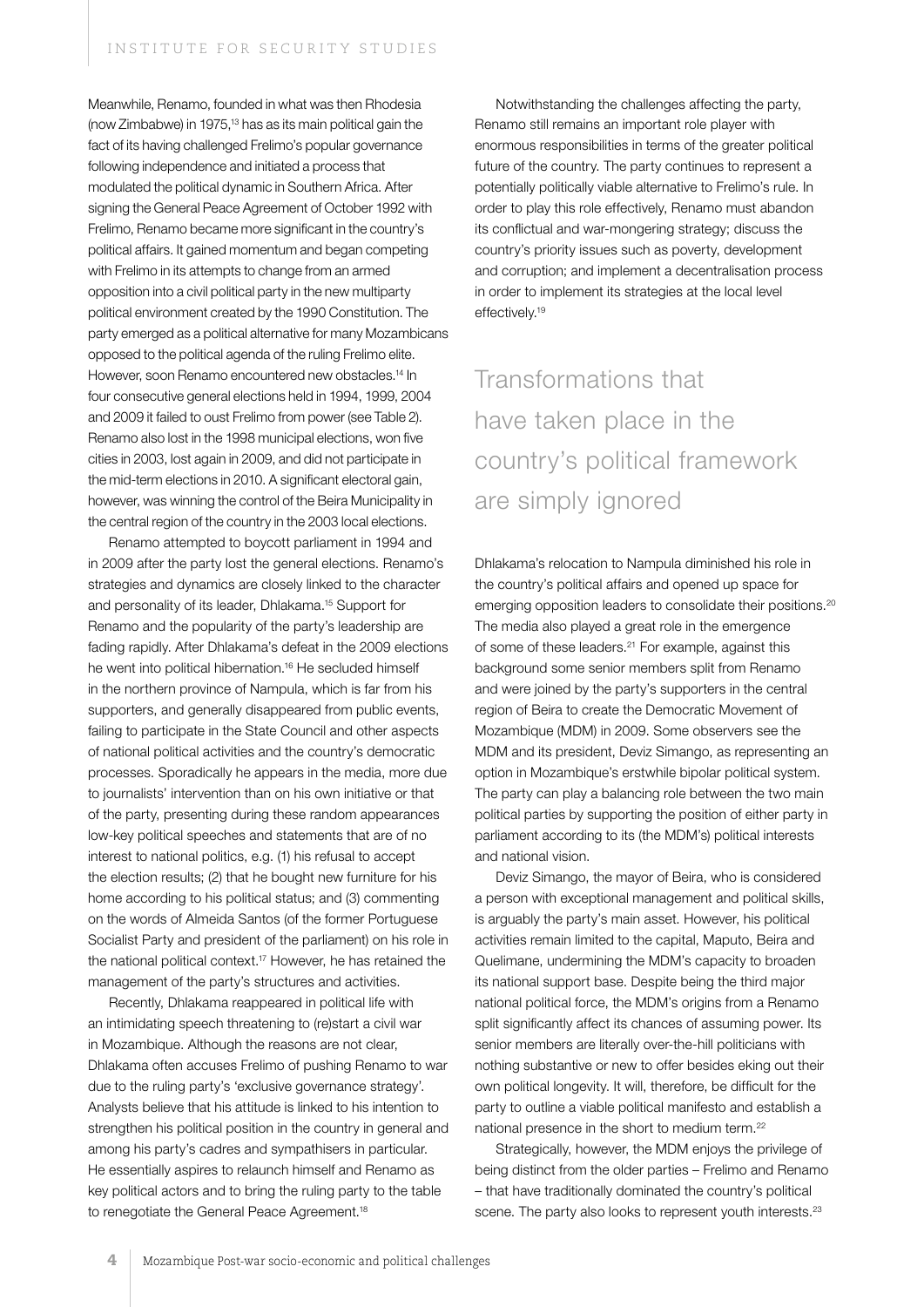Meanwhile, Renamo, founded in what was then Rhodesia (now Zimbabwe) in 1975,[13] has as its main political gain the fact of its having challenged Frelimo's popular governance following independence and initiated a process that modulated the political dynamic in Southern Africa. After signing the General Peace Agreement of October 1992 with Frelimo, Renamo became more significant in the country's political affairs. It gained momentum and began competing with Frelimo in its attempts to change from an armed opposition into a civil political party in the new multiparty political environment created by the 1990 Constitution. The party emerged as a political alternative for many Mozambicans opposed to the political agenda of the ruling Frelimo elite. However, soon Renamo encountered new obstacles.[14] In four consecutive general elections held in 1994, 1999, 2004 and 2009 it failed to oust Frelimo from power (see Table 2). Renamo also lost in the 1998 municipal elections, won five cities in 2003, lost again in 2009, and did not participate in the mid-term elections in 2010. A significant electoral gain, however, was winning the control of the Beira Municipality in the central region of the country in the 2003 local elections.

Renamo attempted to boycott parliament in 1994 and in 2009 after the party lost the general elections. Renamo's strategies and dynamics are closely linked to the character and personality of its leader, Dhlakama.[15] Support for Renamo and the popularity of the party's leadership are fading rapidly. After Dhlakama's defeat in the 2009 elections he went into political hibernation.[16] He secluded himself in the northern province of Nampula, which is far from his supporters, and generally disappeared from public events, failing to participate in the State Council and other aspects of national political activities and the country's democratic processes. Sporadically he appears in the media, more due to journalists' intervention than on his own initiative or that of the party, presenting during these random appearances low-key political speeches and statements that are of no interest to national politics, e.g. (1) his refusal to accept the election results; (2) that he bought new furniture for his home according to his political status; and (3) commenting on the words of Almeida Santos (of the former Portuguese Socialist Party and president of the parliament) on his role in the national political context.[17] However, he has retained the management of the party's structures and activities.

Recently, Dhlakama reappeared in political life with an intimidating speech threatening to (re)start a civil war in Mozambique. Although the reasons are not clear, Dhlakama often accuses Frelimo of pushing Renamo to war due to the ruling party's 'exclusive governance strategy'. Analysts believe that his attitude is linked to his intention to strengthen his political position in the country in general and among his party's cadres and sympathisers in particular. He essentially aspires to relaunch himself and Renamo as key political actors and to bring the ruling party to the table to renegotiate the General Peace Agreement.[18]

Notwithstanding the challenges affecting the party, Renamo still remains an important role player with enormous responsibilities in terms of the greater political future of the country. The party continues to represent a potentially politically viable alternative to Frelimo's rule. In order to play this role effectively, Renamo must abandon its conflictual and war-mongering strategy; discuss the country's priority issues such as poverty, development and corruption; and implement a decentralisation process in order to implement its strategies at the local level effectively.[19]

> Transformations that have taken place in the country's political framework are simply ignored

Dhlakama's relocation to Nampula diminished his role in the country's political affairs and opened up space for emerging opposition leaders to consolidate their positions.[20] The media also played a great role in the emergence of some of these leaders.[21] For example, against this background some senior members split from Renamo and were joined by the party's supporters in the central region of Beira to create the Democratic Movement of Mozambique (MDM) in 2009. Some observers see the MDM and its president, Deviz Simango, as representing an option in Mozambique's erstwhile bipolar political system. The party can play a balancing role between the two main political parties by supporting the position of either party in parliament according to its (the MDM's) political interests and national vision.

Deviz Simango, the mayor of Beira, who is considered a person with exceptional management and political skills, is arguably the party's main asset. However, his political activities remain limited to the capital, Maputo, Beira and Quelimane, undermining the MDM's capacity to broaden its national support base. Despite being the third major national political force, the MDM's origins from a Renamo split significantly affect its chances of assuming power. Its senior members are literally over-the-hill politicians with nothing substantive or new to offer besides eking out their own political longevity. It will, therefore, be difficult for the party to outline a viable political manifesto and establish a national presence in the short to medium term.[22]

Strategically, however, the MDM enjoys the privilege of being distinct from the older parties – Frelimo and Renamo – that have traditionally dominated the country's political scene. The party also looks to represent youth interests.[23]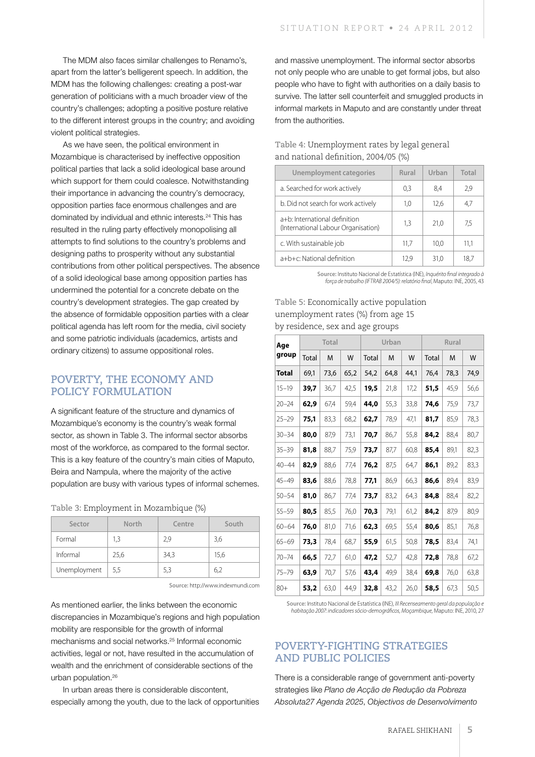The MDM also faces similar challenges to Renamo's, apart from the latter's belligerent speech. In addition, the MDM has the following challenges: creating a post-war generation of politicians with a much broader view of the country's challenges; adopting a positive posture relative to the different interest groups in the country; and avoiding violent political strategies.

As we have seen, the political environment in Mozambique is characterised by ineffective opposition political parties that lack a solid ideological base around which support for them could coalesce. Notwithstanding their importance in advancing the country's democracy, opposition parties face enormous challenges and are dominated by individual and ethnic interests.[24] This has resulted in the ruling party effectively monopolising all attempts to find solutions to the country's problems and designing paths to prosperity without any substantial contributions from other political perspectives. The absence of a solid ideological base among opposition parties has undermined the potential for a concrete debate on the country's development strategies. The gap created by the absence of formidable opposition parties with a clear political agenda has left room for the media, civil society and some patriotic individuals (academics, artists and ordinary citizens) to assume oppositional roles.

## POVERTY, THE ECONOMY AND POLICY FORMULATION

A significant feature of the structure and dynamics of Mozambique's economy is the country's weak formal sector, as shown in Table 3. The informal sector absorbs most of the workforce, as compared to the formal sector. This is a key feature of the country's main cities of Maputo, Beira and Nampula, where the majority of the active population are busy with various types of informal schemes.

Table 3: Employment in Mozambique (%)

| Sector | North | Centre | South |
|---|---|---|---|
| Formal | 1,3 | 2,9 | 3,6 |
| Informal | 25,6 | 34,3 | 15,6 |
| Unemployment | 5,5 | 5,3 | 6,2 |

Source: http://www.indexmundi.com

As mentioned earlier, the links between the economic discrepancies in Mozambique's regions and high population mobility are responsible for the growth of informal mechanisms and social networks.[25] Informal economic activities, legal or not, have resulted in the accumulation of wealth and the enrichment of considerable sections of the urban population.[26]

In urban areas there is considerable discontent, especially among the youth, due to the lack of opportunities and massive unemployment. The informal sector absorbs not only people who are unable to get formal jobs, but also people who have to fight with authorities on a daily basis to survive. The latter sell counterfeit and smuggled products in informal markets in Maputo and are constantly under threat from the authorities.

Table 4: Unemployment rates by legal general and national definition, 2004/05 (%)

| Unemployment categories | Rural | Urban | Total |
|---|---|---|---|
| a. Searched for work actively | 0,3 | 8,4 | 2,9 |
| b. Did not search for work actively | 1,0 | 12,6 | 4,7 |
| a+b: International definition (International Labour Organisation) | 1,3 | 21,0 | 7,5 |
| c. With sustainable job | 11,7 | 10,0 | 11,1 |
| a+b+c: National definition | 12,9 | 31,0 | 18,7 |

Source: Instituto Nacional de Estatística (INE), *Inquérito final integrado à força de trabalho (IFTRAB 2004/5): relatório final*, Maputo: INE, 2005, 43

Table 5: Economically active population unemployment rates (%) from age 15 by residence, sex and age groups

| Age group | Total | | | Urban | | | Rural | | |
|---|---|---|---|---|---|---|---|---|---|
| | Total | M | W | Total | M | W | Total | M | W |
| **Total** | 69,1 | 73,6 | 65,2 | 54,2 | 64,8 | 44,1 | 76,4 | 78,3 | 74,9 |
| 15–19 | **39,7** | 36,7 | 42,5 | **19,5** | 21,8 | 17,2 | **51,5** | 45,9 | 56,6 |
| 20–24 | **62,9** | 67,4 | 59,4 | **44,0** | 55,3 | 33,8 | **74,6** | 75,9 | 73,7 |
| 25–29 | **75,1** | 83,3 | 68,2 | **62,7** | 78,9 | 47,1 | **81,7** | 85,9 | 78,3 |
| 30–34 | **80,0** | 87,9 | 73,1 | **70,7** | 86,7 | 55,8 | **84,2** | 88,4 | 80,7 |
| 35–39 | **81,8** | 88,7 | 75,9 | **73,7** | 87,7 | 60,8 | **85,4** | 89,1 | 82,3 |
| 40–44 | **82,9** | 88,6 | 77,4 | **76,2** | 87,5 | 64,7 | **86,1** | 89,2 | 83,3 |
| 45–49 | **83,6** | 88,6 | 78,8 | **77,1** | 86,9 | 66,3 | **86,6** | 89,4 | 83,9 |
| 50–54 | **81,0** | 86,7 | 77,4 | **73,7** | 83,2 | 64,3 | **84,8** | 88,4 | 82,2 |
| 55–59 | **80,5** | 85,5 | 76,0 | **70,3** | 79,1 | 61,2 | **84,2** | 87,9 | 80,9 |
| 60–64 | **76,0** | 81,0 | 71,6 | **62,3** | 69,5 | 55,4 | **80,6** | 85,1 | 76,8 |
| 65–69 | **73,3** | 78,4 | 68,7 | **55,9** | 61,5 | 50,8 | **78,5** | 83,4 | 74,1 |
| 70–74 | **66,5** | 72,7 | 61,0 | **47,2** | 52,7 | 42,8 | **72,8** | 78,8 | 67,2 |
| 75–79 | **63,9** | 70,7 | 57,6 | **43,4** | 49,9 | 38,4 | **69,8** | 76,0 | 63,8 |
| 80+ | **53,2** | 63,0 | 44,9 | **32,8** | 43,2 | 26,0 | **58,5** | 67,3 | 50,5 |

Source: Instituto Nacional de Estatística (INE), *III Recenseamento geral da população e habitação 2007: indicadores sócio-demográficos, Moçambique*, Maputo: INE, 2010, 27

## POVERTY-FIGHTING STRATEGIES AND PUBLIC POLICIES

There is a considerable range of government anti-poverty strategies like *Plano de Acção de Redução da Pobreza Absoluta27 Agenda 2025*, *Objectivos de Desenvolvimento*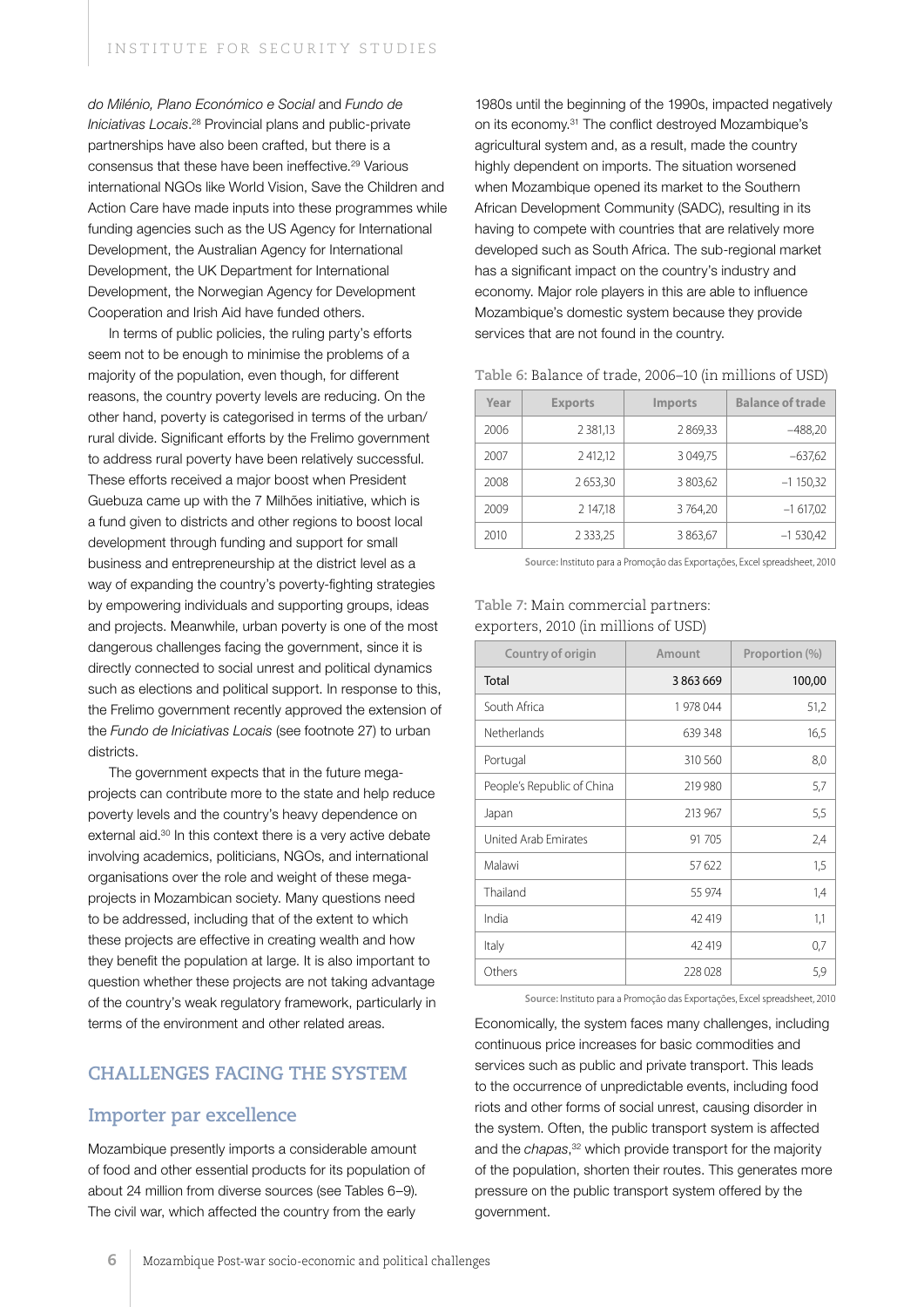*do Milénio, Plano Económico e Social* and *Fundo de Iniciativas Locais*.[28] Provincial plans and public-private partnerships have also been crafted, but there is a consensus that these have been ineffective.[29] Various international NGOs like World Vision, Save the Children and Action Care have made inputs into these programmes while funding agencies such as the US Agency for International Development, the Australian Agency for International Development, the UK Department for International Development, the Norwegian Agency for Development Cooperation and Irish Aid have funded others.

In terms of public policies, the ruling party's efforts seem not to be enough to minimise the problems of a majority of the population, even though, for different reasons, the country poverty levels are reducing. On the other hand, poverty is categorised in terms of the urban/rural divide. Significant efforts by the Frelimo government to address rural poverty have been relatively successful. These efforts received a major boost when President Guebuza came up with the 7 Milhões initiative, which is a fund given to districts and other regions to boost local development through funding and support for small business and entrepreneurship at the district level as a way of expanding the country's poverty-fighting strategies by empowering individuals and supporting groups, ideas and projects. Meanwhile, urban poverty is one of the most dangerous challenges facing the government, since it is directly connected to social unrest and political dynamics such as elections and political support. In response to this, the Frelimo government recently approved the extension of the *Fundo de Iniciativas Locais* (see footnote 27) to urban districts.

The government expects that in the future mega-projects can contribute more to the state and help reduce poverty levels and the country's heavy dependence on external aid.[30] In this context there is a very active debate involving academics, politicians, NGOs, and international organisations over the role and weight of these mega-projects in Mozambican society. Many questions need to be addressed, including that of the extent to which these projects are effective in creating wealth and how they benefit the population at large. It is also important to question whether these projects are not taking advantage of the country's weak regulatory framework, particularly in terms of the environment and other related areas.

## CHALLENGES FACING THE SYSTEM

### Importer par excellence

Mozambique presently imports a considerable amount of food and other essential products for its population of about 24 million from diverse sources (see Tables 6–9). The civil war, which affected the country from the early 1980s until the beginning of the 1990s, impacted negatively on its economy.[31] The conflict destroyed Mozambique's agricultural system and, as a result, made the country highly dependent on imports. The situation worsened when Mozambique opened its market to the Southern African Development Community (SADC), resulting in its having to compete with countries that are relatively more developed such as South Africa. The sub-regional market has a significant impact on the country's industry and economy. Major role players in this are able to influence Mozambique's domestic system because they provide services that are not found in the country.

**Table 6:** Balance of trade, 2006–10 (in millions of USD)

| Year | Exports | Imports | Balance of trade |
|---|---|---|---|
| 2006 | 2 381,13 | 2 869,33 | –488,20 |
| 2007 | 2 412,12 | 3 049,75 | –637,62 |
| 2008 | 2 653,30 | 3 803,62 | –1 150,32 |
| 2009 | 2 147,18 | 3 764,20 | –1 617,02 |
| 2010 | 2 333,25 | 3 863,67 | –1 530,42 |

Source: Instituto para a Promoção das Exportações, Excel spreadsheet, 2010

**Table 7:** Main commercial partners: exporters, 2010 (in millions of USD)

| Country of origin | Amount | Proportion (%) |
|---|---|---|
| Total | 3 863 669 | 100,00 |
| South Africa | 1 978 044 | 51,2 |
| Netherlands | 639 348 | 16,5 |
| Portugal | 310 560 | 8,0 |
| People's Republic of China | 219 980 | 5,7 |
| Japan | 213 967 | 5,5 |
| United Arab Emirates | 91 705 | 2,4 |
| Malawi | 57 622 | 1,5 |
| Thailand | 55 974 | 1,4 |
| India | 42 419 | 1,1 |
| Italy | 42 419 | 0,7 |
| Others | 228 028 | 5,9 |

Source: Instituto para a Promoção das Exportações, Excel spreadsheet, 2010

Economically, the system faces many challenges, including continuous price increases for basic commodities and services such as public and private transport. This leads to the occurrence of unpredictable events, including food riots and other forms of social unrest, causing disorder in the system. Often, the public transport system is affected and the *chapas*,[32] which provide transport for the majority of the population, shorten their routes. This generates more pressure on the public transport system offered by the government.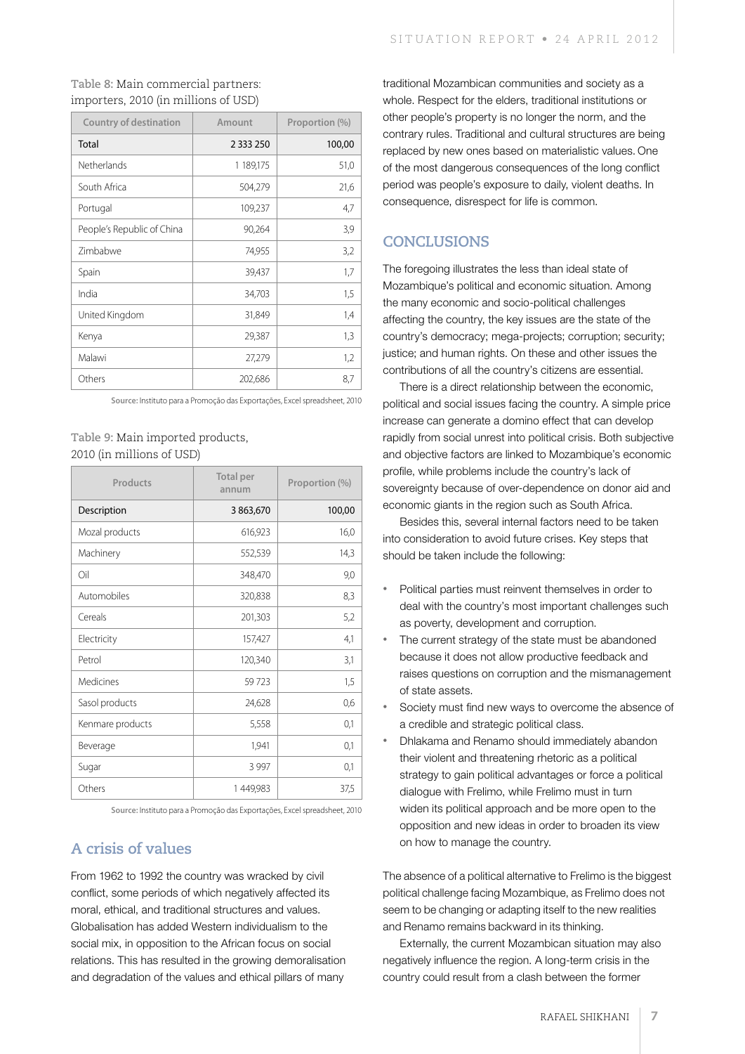Table 8: Main commercial partners: importers, 2010 (in millions of USD)

| Country of destination | Amount | Proportion (%) |
|---|---|---|
| Total | 2 333 250 | 100,00 |
| Netherlands | 1 189,175 | 51,0 |
| South Africa | 504,279 | 21,6 |
| Portugal | 109,237 | 4,7 |
| People's Republic of China | 90,264 | 3,9 |
| Zimbabwe | 74,955 | 3,2 |
| Spain | 39,437 | 1,7 |
| India | 34,703 | 1,5 |
| United Kingdom | 31,849 | 1,4 |
| Kenya | 29,387 | 1,3 |
| Malawi | 27,279 | 1,2 |
| Others | 202,686 | 8,7 |

Source: Instituto para a Promoção das Exportações, Excel spreadsheet, 2010

Table 9: Main imported products, 2010 (in millions of USD)

| Products | Total per annum | Proportion (%) |
|---|---|---|
| Description | 3 863,670 | 100,00 |
| Mozal products | 616,923 | 16,0 |
| Machinery | 552,539 | 14,3 |
| Oil | 348,470 | 9,0 |
| Automobiles | 320,838 | 8,3 |
| Cereals | 201,303 | 5,2 |
| Electricity | 157,427 | 4,1 |
| Petrol | 120,340 | 3,1 |
| Medicines | 59 723 | 1,5 |
| Sasol products | 24,628 | 0,6 |
| Kenmare products | 5,558 | 0,1 |
| Beverage | 1,941 | 0,1 |
| Sugar | 3 997 | 0,1 |
| Others | 1 449,983 | 37,5 |

Source: Instituto para a Promoção das Exportações, Excel spreadsheet, 2010

## A crisis of values

From 1962 to 1992 the country was wracked by civil conflict, some periods of which negatively affected its moral, ethical, and traditional structures and values. Globalisation has added Western individualism to the social mix, in opposition to the African focus on social relations. This has resulted in the growing demoralisation and degradation of the values and ethical pillars of many traditional Mozambican communities and society as a whole. Respect for the elders, traditional institutions or other people's property is no longer the norm, and the contrary rules. Traditional and cultural structures are being replaced by new ones based on materialistic values. One of the most dangerous consequences of the long conflict period was people's exposure to daily, violent deaths. In consequence, disrespect for life is common.

## CONCLUSIONS

The foregoing illustrates the less than ideal state of Mozambique's political and economic situation. Among the many economic and socio-political challenges affecting the country, the key issues are the state of the country's democracy; mega-projects; corruption; security; justice; and human rights. On these and other issues the contributions of all the country's citizens are essential.

There is a direct relationship between the economic, political and social issues facing the country. A simple price increase can generate a domino effect that can develop rapidly from social unrest into political crisis. Both subjective and objective factors are linked to Mozambique's economic profile, while problems include the country's lack of sovereignty because of over-dependence on donor aid and economic giants in the region such as South Africa.

Besides this, several internal factors need to be taken into consideration to avoid future crises. Key steps that should be taken include the following:

- Political parties must reinvent themselves in order to deal with the country's most important challenges such as poverty, development and corruption.
- The current strategy of the state must be abandoned because it does not allow productive feedback and raises questions on corruption and the mismanagement of state assets.
- Society must find new ways to overcome the absence of a credible and strategic political class.
- Dhlakama and Renamo should immediately abandon their violent and threatening rhetoric as a political strategy to gain political advantages or force a political dialogue with Frelimo, while Frelimo must in turn widen its political approach and be more open to the opposition and new ideas in order to broaden its view on how to manage the country.

The absence of a political alternative to Frelimo is the biggest political challenge facing Mozambique, as Frelimo does not seem to be changing or adapting itself to the new realities and Renamo remains backward in its thinking.

Externally, the current Mozambican situation may also negatively influence the region. A long-term crisis in the country could result from a clash between the former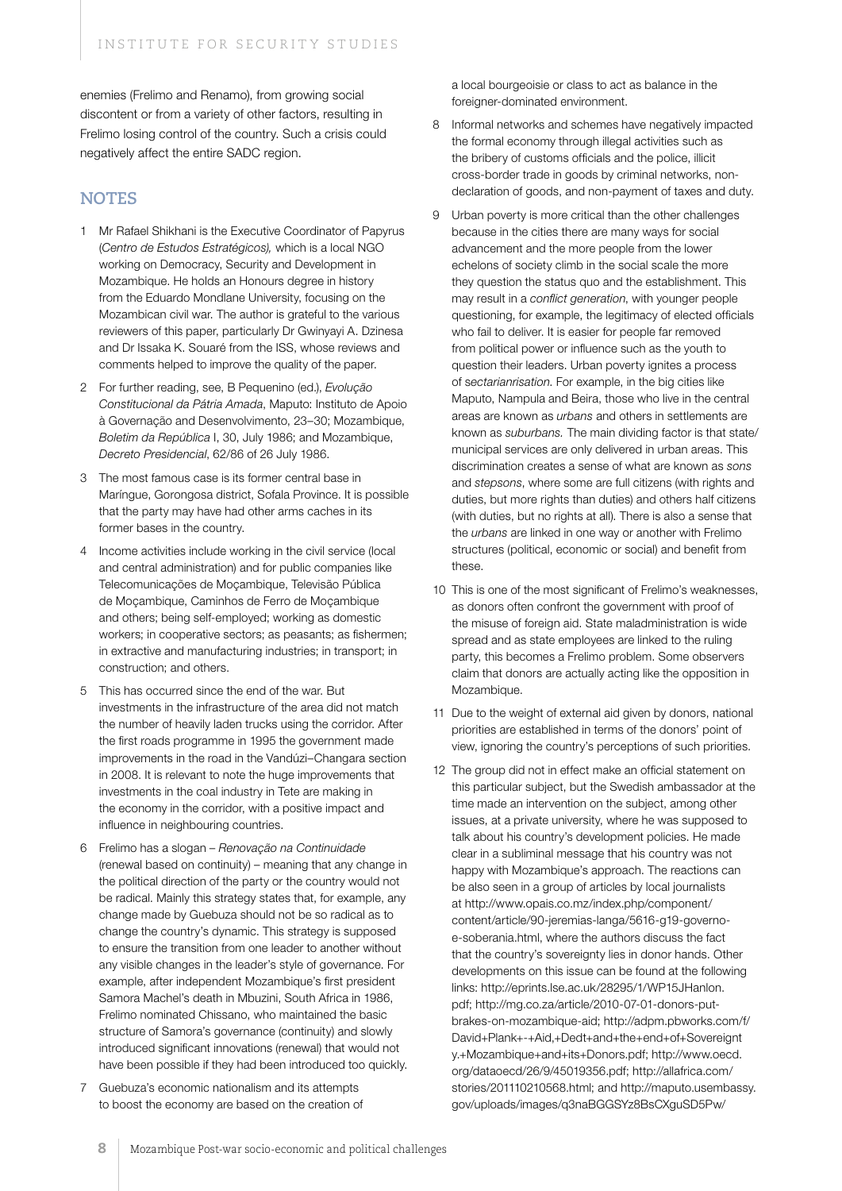enemies (Frelimo and Renamo), from growing social discontent or from a variety of other factors, resulting in Frelimo losing control of the country. Such a crisis could negatively affect the entire SADC region.

## NOTES

1. Mr Rafael Shikhani is the Executive Coordinator of Papyrus (*Centro de Estudos Estratégicos),* which is a local NGO working on Democracy, Security and Development in Mozambique. He holds an Honours degree in history from the Eduardo Mondlane University, focusing on the Mozambican civil war. The author is grateful to the various reviewers of this paper, particularly Dr Gwinyayi A. Dzinesa and Dr Issaka K. Souaré from the ISS, whose reviews and comments helped to improve the quality of the paper.
2. For further reading, see, B Pequenino (ed.), *Evolução Constitucional da Pátria Amada*, Maputo: Instituto de Apoio à Governação and Desenvolvimento, 23–30; Mozambique, *Boletim da República* I, 30, July 1986; and Mozambique, *Decreto Presidencial*, 62/86 of 26 July 1986.
3. The most famous case is its former central base in Marínque, Gorongosa district, Sofala Province. It is possible that the party may have had other arms caches in its former bases in the country.
4. Income activities include working in the civil service (local and central administration) and for public companies like Telecomunicações de Moçambique, Televisão Pública de Moçambique, Caminhos de Ferro de Moçambique and others; being self-employed; working as domestic workers; in cooperative sectors; as peasants; as fishermen; in extractive and manufacturing industries; in transport; in construction; and others.
5. This has occurred since the end of the war. But investments in the infrastructure of the area did not match the number of heavily laden trucks using the corridor. After the first roads programme in 1995 the government made improvements in the road in the Vandúzi–Changara section in 2008. It is relevant to note the huge improvements that investments in the coal industry in Tete are making in the economy in the corridor, with a positive impact and influence in neighbouring countries.
6. Frelimo has a slogan – *Renovação na Continuidade* (renewal based on continuity) – meaning that any change in the political direction of the party or the country would not be radical. Mainly this strategy states that, for example, any change made by Guebuza should not be so radical as to change the country's dynamic. This strategy is supposed to ensure the transition from one leader to another without any visible changes in the leader's style of governance. For example, after independent Mozambique's first president Samora Machel's death in Mbuzini, South Africa in 1986, Frelimo nominated Chissano, who maintained the basic structure of Samora's governance (continuity) and slowly introduced significant innovations (renewal) that would not have been possible if they had been introduced too quickly.
7. Guebuza's economic nationalism and its attempts to boost the economy are based on the creation of a local bourgeoisie or class to act as balance in the foreigner-dominated environment.
8. Informal networks and schemes have negatively impacted the formal economy through illegal activities such as the bribery of customs officials and the police, illicit cross-border trade in goods by criminal networks, non-declaration of goods, and non-payment of taxes and duty.
9. Urban poverty is more critical than the other challenges because in the cities there are many ways for social advancement and the more people from the lower echelons of society climb in the social scale the more they question the status quo and the establishment. This may result in a *conflict generation*, with younger people questioning, for example, the legitimacy of elected officials who fail to deliver. It is easier for people far removed from political power or influence such as the youth to question their leaders. Urban poverty ignites a process of *sectarianrisation*. For example, in the big cities like Maputo, Nampula and Beira, those who live in the central areas are known as *urbans* and others in settlements are known as *suburbans.* The main dividing factor is that state/municipal services are only delivered in urban areas. This discrimination creates a sense of what are known as *sons* and *stepsons*, where some are full citizens (with rights and duties, but more rights than duties) and others half citizens (with duties, but no rights at all). There is also a sense that the *urbans* are linked in one way or another with Frelimo structures (political, economic or social) and benefit from these.
10. This is one of the most significant of Frelimo's weaknesses, as donors often confront the government with proof of the misuse of foreign aid. State maladministration is wide spread and as state employees are linked to the ruling party, this becomes a Frelimo problem. Some observers claim that donors are actually acting like the opposition in Mozambique.
11. Due to the weight of external aid given by donors, national priorities are established in terms of the donors' point of view, ignoring the country's perceptions of such priorities.
12. The group did not in effect make an official statement on this particular subject, but the Swedish ambassador at the time made an intervention on the subject, among other issues, at a private university, where he was supposed to talk about his country's development policies. He made clear in a subliminal message that his country was not happy with Mozambique's approach. The reactions can be also seen in a group of articles by local journalists at http://www.opais.co.mz/index.php/component/content/article/90-jeremias-langa/5616-g19-governo-e-soberania.html, where the authors discuss the fact that the country's sovereignty lies in donor hands. Other developments on this issue can be found at the following links: http://eprints.lse.ac.uk/28295/1/WP15JHanlon.pdf; http://mg.co.za/article/2010-07-01-donors-put-brakes-on-mozambique-aid; http://adpm.pbworks.com/f/David+Plank+-+Aid,+Dedt+and+the+end+of+Sovereignty.+Mozambique+and+its+Donors.pdf; http://www.oecd.org/dataoecd/26/9/45019356.pdf; http://allafrica.com/stories/201110210568.html; and http://maputo.usembassy.gov/uploads/images/q3naBGGSYz8BsCXguSD5Pw/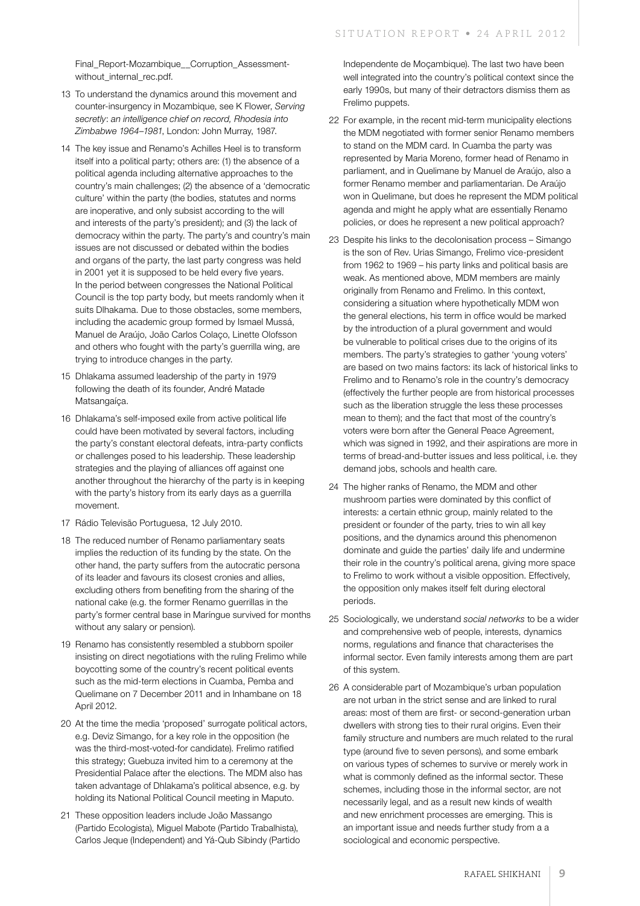Final_Report-Mozambique__Corruption_Assessment-without_internal_rec.pdf.

13 To understand the dynamics around this movement and counter-insurgency in Mozambique, see K Flower, *Serving secretly*: *an intelligence chief on record, Rhodesia into Zimbabwe 1964–1981*, London: John Murray, 1987.

14 The key issue and Renamo's Achilles Heel is to transform itself into a political party; others are: (1) the absence of a political agenda including alternative approaches to the country's main challenges; (2) the absence of a 'democratic culture' within the party (the bodies, statutes and norms are inoperative, and only subsist according to the will and interests of the party's president); and (3) the lack of democracy within the party. The party's and country's main issues are not discussed or debated within the bodies and organs of the party, the last party congress was held in 2001 yet it is supposed to be held every five years. In the period between congresses the National Political Council is the top party body, but meets randomly when it suits Dlhakama. Due to those obstacles, some members, including the academic group formed by Ismael Mussá, Manuel de Araújo, João Carlos Colaço, Linette Olofsson and others who fought with the party's guerrilla wing, are trying to introduce changes in the party.

15 Dhlakama assumed leadership of the party in 1979 following the death of its founder, André Matade Matsangaíça.

16 Dhlakama's self-imposed exile from active political life could have been motivated by several factors, including the party's constant electoral defeats, intra-party conflicts or challenges posed to his leadership. These leadership strategies and the playing of alliances off against one another throughout the hierarchy of the party is in keeping with the party's history from its early days as a guerrilla movement.

17 Rádio Televisão Portuguesa, 12 July 2010.

18 The reduced number of Renamo parliamentary seats implies the reduction of its funding by the state. On the other hand, the party suffers from the autocratic persona of its leader and favours its closest cronies and allies, excluding others from benefiting from the sharing of the national cake (e.g. the former Renamo guerrillas in the party's former central base in Maríngue survived for months without any salary or pension).

19 Renamo has consistently resembled a stubborn spoiler insisting on direct negotiations with the ruling Frelimo while boycotting some of the country's recent political events such as the mid-term elections in Cuamba, Pemba and Quelimane on 7 December 2011 and in Inhambane on 18 April 2012.

20 At the time the media 'proposed' surrogate political actors, e.g. Deviz Simango, for a key role in the opposition (he was the third-most-voted-for candidate). Frelimo ratified this strategy; Guebuza invited him to a ceremony at the Presidential Palace after the elections. The MDM also has taken advantage of Dhlakama's political absence, e.g. by holding its National Political Council meeting in Maputo.

21 These opposition leaders include João Massango (Partido Ecologista), Miguel Mabote (Partido Trabalhista), Carlos Jeque (Independent) and Yá-Qub Sibindy (Partido Independente de Moçambique). The last two have been well integrated into the country's political context since the early 1990s, but many of their detractors dismiss them as Frelimo puppets.

22 For example, in the recent mid-term municipality elections the MDM negotiated with former senior Renamo members to stand on the MDM card. In Cuamba the party was represented by Maria Moreno, former head of Renamo in parliament, and in Quelimane by Manuel de Araújo, also a former Renamo member and parliamentarian. De Araújo won in Quelimane, but does he represent the MDM political agenda and might he apply what are essentially Renamo policies, or does he represent a new political approach?

23 Despite his links to the decolonisation process – Simango is the son of Rev. Urias Simango, Frelimo vice-president from 1962 to 1969 – his party links and political basis are weak. As mentioned above, MDM members are mainly originally from Renamo and Frelimo. In this context, considering a situation where hypothetically MDM won the general elections, his term in office would be marked by the introduction of a plural government and would be vulnerable to political crises due to the origins of its members. The party's strategies to gather 'young voters' are based on two mains factors: its lack of historical links to Frelimo and to Renamo's role in the country's democracy (effectively the further people are from historical processes such as the liberation struggle the less these processes mean to them); and the fact that most of the country's voters were born after the General Peace Agreement, which was signed in 1992, and their aspirations are more in terms of bread-and-butter issues and less political, i.e. they demand jobs, schools and health care.

24 The higher ranks of Renamo, the MDM and other mushroom parties were dominated by this conflict of interests: a certain ethnic group, mainly related to the president or founder of the party, tries to win all key positions, and the dynamics around this phenomenon dominate and guide the parties' daily life and undermine their role in the country's political arena, giving more space to Frelimo to work without a visible opposition. Effectively, the opposition only makes itself felt during electoral periods.

25 Sociologically, we understand *social networks* to be a wider and comprehensive web of people, interests, dynamics norms, regulations and finance that characterises the informal sector. Even family interests among them are part of this system.

26 A considerable part of Mozambique's urban population are not urban in the strict sense and are linked to rural areas: most of them are first- or second-generation urban dwellers with strong ties to their rural origins. Even their family structure and numbers are much related to the rural type (around five to seven persons), and some embark on various types of schemes to survive or merely work in what is commonly defined as the informal sector. These schemes, including those in the informal sector, are not necessarily legal, and as a result new kinds of wealth and new enrichment processes are emerging. This is an important issue and needs further study from a a sociological and economic perspective.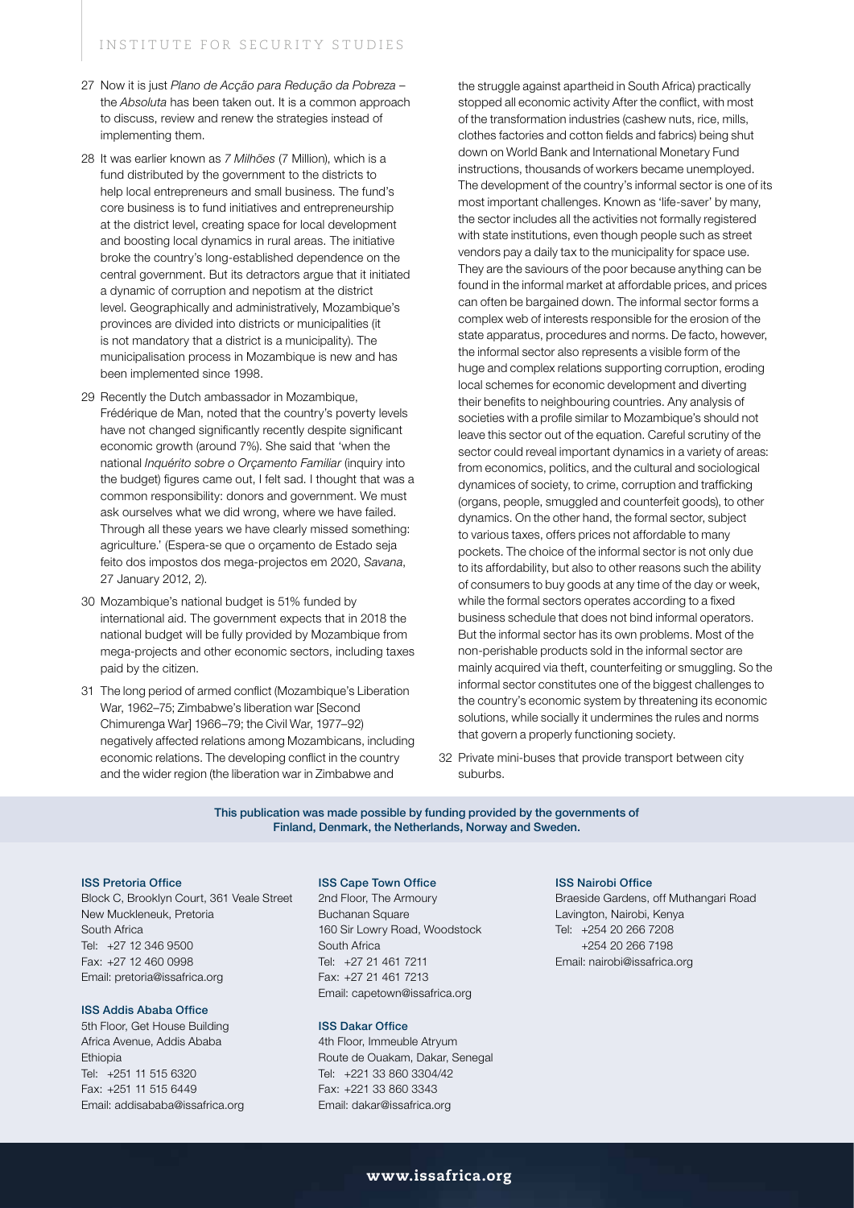27 Now it is just *Plano de Acção para Redução da Pobreza* – the *Absoluta* has been taken out. It is a common approach to discuss, review and renew the strategies instead of implementing them.

28 It was earlier known as *7 Milhões* (7 Million), which is a fund distributed by the government to the districts to help local entrepreneurs and small business. The fund's core business is to fund initiatives and entrepreneurship at the district level, creating space for local development and boosting local dynamics in rural areas. The initiative broke the country's long-established dependence on the central government. But its detractors argue that it initiated a dynamic of corruption and nepotism at the district level. Geographically and administratively, Mozambique's provinces are divided into districts or municipalities (it is not mandatory that a district is a municipality). The municipalisation process in Mozambique is new and has been implemented since 1998.

29 Recently the Dutch ambassador in Mozambique, Frédérique de Man, noted that the country's poverty levels have not changed significantly recently despite significant economic growth (around 7%). She said that 'when the national *Inquérito sobre o Orçamento Familiar* (inquiry into the budget) figures came out, I felt sad. I thought that was a common responsibility: donors and government. We must ask ourselves what we did wrong, where we have failed. Through all these years we have clearly missed something: agriculture.' (Espera-se que o orçamento de Estado seja feito dos impostos dos mega-projectos em 2020, *Savana*, 27 January 2012, 2).

30 Mozambique's national budget is 51% funded by international aid. The government expects that in 2018 the national budget will be fully provided by Mozambique from mega-projects and other economic sectors, including taxes paid by the citizen.

31 The long period of armed conflict (Mozambique's Liberation War, 1962–75; Zimbabwe's liberation war [Second Chimurenga War] 1966–79; the Civil War, 1977–92) negatively affected relations among Mozambicans, including economic relations. The developing conflict in the country and the wider region (the liberation war in Zimbabwe and the struggle against apartheid in South Africa) practically stopped all economic activity After the conflict, with most of the transformation industries (cashew nuts, rice, mills, clothes factories and cotton fields and fabrics) being shut down on World Bank and International Monetary Fund instructions, thousands of workers became unemployed. The development of the country's informal sector is one of its most important challenges. Known as 'life-saver' by many, the sector includes all the activities not formally registered with state institutions, even though people such as street vendors pay a daily tax to the municipality for space use. They are the saviours of the poor because anything can be found in the informal market at affordable prices, and prices can often be bargained down. The informal sector forms a complex web of interests responsible for the erosion of the state apparatus, procedures and norms. De facto, however, the informal sector also represents a visible form of the huge and complex relations supporting corruption, eroding local schemes for economic development and diverting their benefits to neighbouring countries. Any analysis of societies with a profile similar to Mozambique's should not leave this sector out of the equation. Careful scrutiny of the sector could reveal important dynamics in a variety of areas: from economics, politics, and the cultural and sociological dynamics of society, to crime, corruption and trafficking (organs, people, smuggled and counterfeit goods), to other dynamics. On the other hand, the formal sector, subject to various taxes, offers prices not affordable to many pockets. The choice of the informal sector is not only due to its affordability, but also to other reasons such the ability of consumers to buy goods at any time of the day or week, while the formal sectors operates according to a fixed business schedule that does not bind informal operators. But the informal sector has its own problems. Most of the non-perishable products sold in the informal sector are mainly acquired via theft, counterfeiting or smuggling. So the informal sector constitutes one of the biggest challenges to the country's economic system by threatening its economic solutions, while socially it undermines the rules and norms that govern a properly functioning society.

32 Private mini-buses that provide transport between city suburbs.

**This publication was made possible by funding provided by the governments of Finland, Denmark, the Netherlands, Norway and Sweden.**

**ISS Pretoria Office**
Block C, Brooklyn Court, 361 Veale Street
New Muckleneuk, Pretoria
South Africa
Tel: +27 12 346 9500
Fax: +27 12 460 0998
Email: pretoria@issafrica.org

**ISS Addis Ababa Office**
5th Floor, Get House Building
Africa Avenue, Addis Ababa
Ethiopia
Tel: +251 11 515 6320
Fax: +251 11 515 6449
Email: addisababa@issafrica.org

**ISS Cape Town Office**
2nd Floor, The Armoury
Buchanan Square
160 Sir Lowry Road, Woodstock
South Africa
Tel: +27 21 461 7211
Fax: +27 21 461 7213
Email: capetown@issafrica.org

**ISS Dakar Office**
4th Floor, Immeuble Atryum
Route de Ouakam, Dakar, Senegal
Tel: +221 33 860 3304/42
Fax: +221 33 860 3343
Email: dakar@issafrica.org

**ISS Nairobi Office**
Braeside Gardens, off Muthangari Road
Lavington, Nairobi, Kenya
Tel: +254 20 266 7208
+254 20 266 7198
Email: nairobi@issafrica.org

**www.issafrica.org**